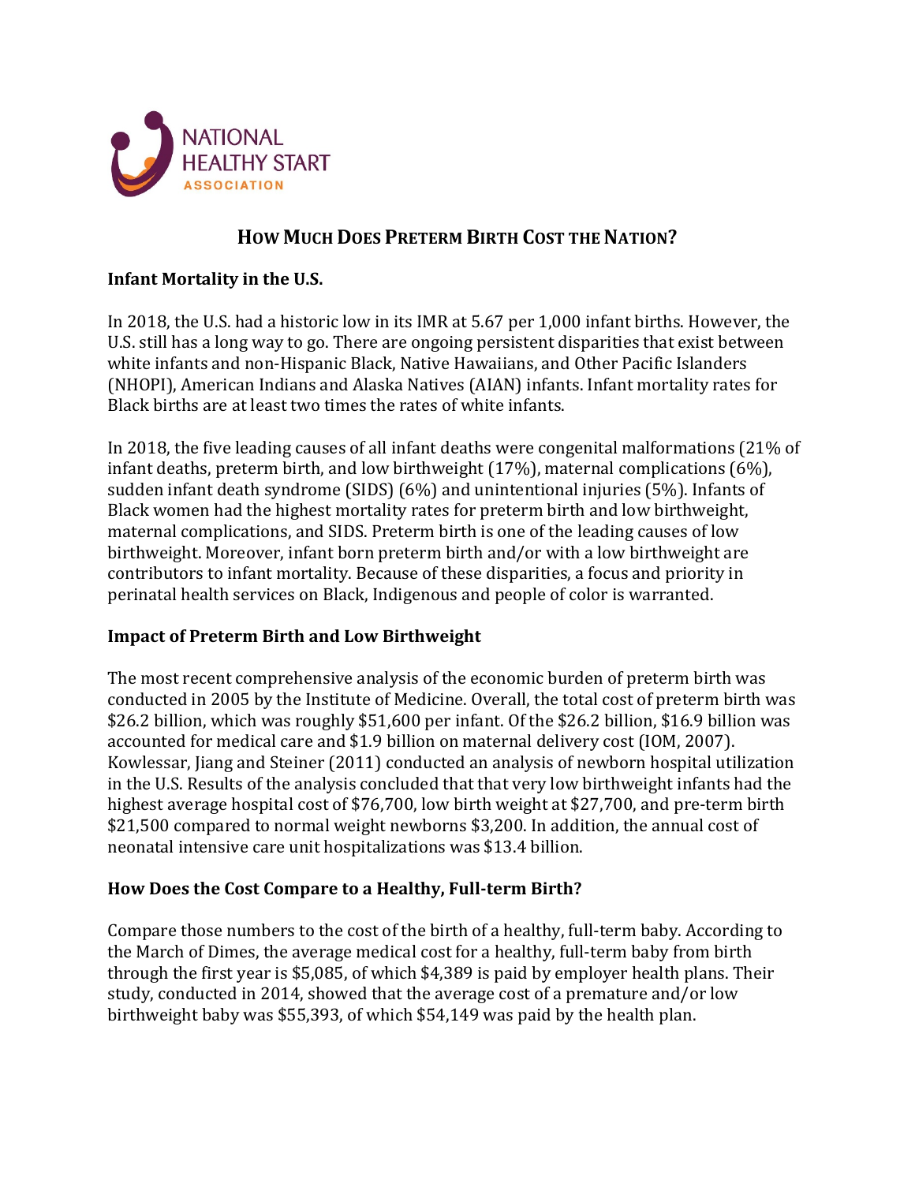NATIONAL HEALTHY START ASSOCIATION

# How Much Does Preterm Birth Cost the Nation?

## Infant Mortality in the U.S.

In 2018, the U.S. had a historic low in its IMR at 5.67 per 1,000 infant births. However, the U.S. still has a long way to go. There are ongoing persistent disparities that exist between white infants and non-Hispanic Black, Native Hawaiians, and Other Pacific Islanders (NHOPI), American Indians and Alaska Natives (AIAN) infants. Infant mortality rates for Black births are at least two times the rates of white infants.

In 2018, the five leading causes of all infant deaths were congenital malformations (21% of infant deaths, preterm birth, and low birthweight (17%), maternal complications (6%), sudden infant death syndrome (SIDS) (6%) and unintentional injuries (5%). Infants of Black women had the highest mortality rates for preterm birth and low birthweight, maternal complications, and SIDS. Preterm birth is one of the leading causes of low birthweight. Moreover, infant born preterm birth and/or with a low birthweight are contributors to infant mortality. Because of these disparities, a focus and priority in perinatal health services on Black, Indigenous and people of color is warranted.

## Impact of Preterm Birth and Low Birthweight

The most recent comprehensive analysis of the economic burden of preterm birth was conducted in 2005 by the Institute of Medicine. Overall, the total cost of preterm birth was $26.2 billion, which was roughly $51,600 per infant. Of the $26.2 billion, $16.9 billion was accounted for medical care and $1.9 billion on maternal delivery cost (IOM, 2007). Kowlessar, Jiang and Steiner (2011) conducted an analysis of newborn hospital utilization in the U.S. Results of the analysis concluded that that very low birthweight infants had the highest average hospital cost of $76,700, low birth weight at $27,700, and pre-term birth $21,500 compared to normal weight newborns $3,200. In addition, the annual cost of neonatal intensive care unit hospitalizations was $13.4 billion.

## How Does the Cost Compare to a Healthy, Full-term Birth?

Compare those numbers to the cost of the birth of a healthy, full-term baby. According to the March of Dimes, the average medical cost for a healthy, full-term baby from birth through the first year is $5,085, of which $4,389 is paid by employer health plans. Their study, conducted in 2014, showed that the average cost of a premature and/or low birthweight baby was $55,393, of which $54,149 was paid by the health plan.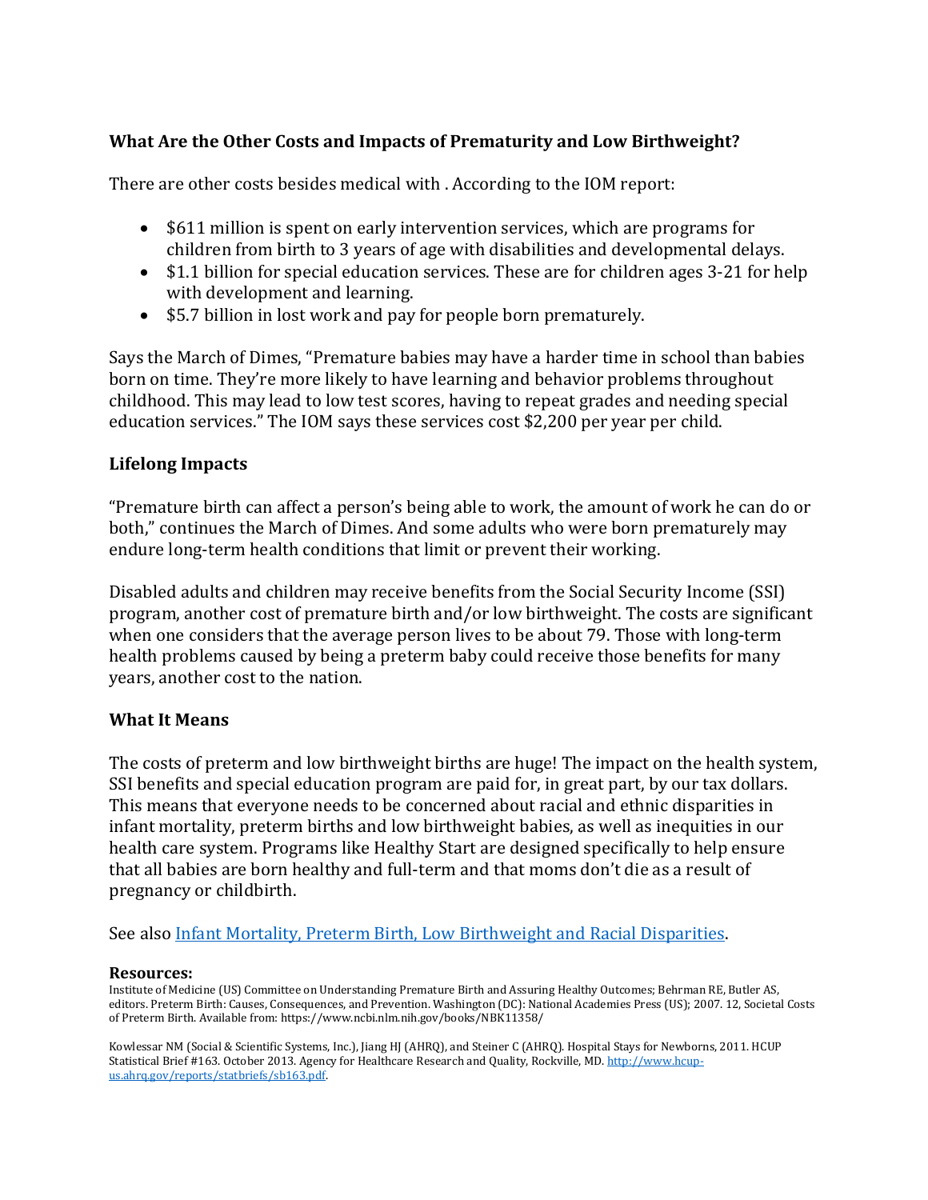### What Are the Other Costs and Impacts of Prematurity and Low Birthweight?

There are other costs besides medical with . According to the IOM report:

- $611 million is spent on early intervention services, which are programs for children from birth to 3 years of age with disabilities and developmental delays.
- $1.1 billion for special education services. These are for children ages 3-21 for help with development and learning.
- $5.7 billion in lost work and pay for people born prematurely.

Says the March of Dimes, "Premature babies may have a harder time in school than babies born on time. They're more likely to have learning and behavior problems throughout childhood. This may lead to low test scores, having to repeat grades and needing special education services." The IOM says these services cost $2,200 per year per child.

### Lifelong Impacts

"Premature birth can affect a person's being able to work, the amount of work he can do or both," continues the March of Dimes. And some adults who were born prematurely may endure long-term health conditions that limit or prevent their working.

Disabled adults and children may receive benefits from the Social Security Income (SSI) program, another cost of premature birth and/or low birthweight. The costs are significant when one considers that the average person lives to be about 79. Those with long-term health problems caused by being a preterm baby could receive those benefits for many years, another cost to the nation.

### What It Means

The costs of preterm and low birthweight births are huge! The impact on the health system, SSI benefits and special education program are paid for, in great part, by our tax dollars. This means that everyone needs to be concerned about racial and ethnic disparities in infant mortality, preterm births and low birthweight babies, as well as inequities in our health care system. Programs like Healthy Start are designed specifically to help ensure that all babies are born healthy and full-term and that moms don't die as a result of pregnancy or childbirth.

See also [Infant Mortality, Preterm Birth, Low Birthweight and Racial Disparities](#).

**Resources:**

Institute of Medicine (US) Committee on Understanding Premature Birth and Assuring Healthy Outcomes; Behrman RE, Butler AS, editors. Preterm Birth: Causes, Consequences, and Prevention. Washington (DC): National Academies Press (US); 2007. 12, Societal Costs of Preterm Birth. Available from: https://www.ncbi.nlm.nih.gov/books/NBK11358/

Kowlessar NM (Social & Scientific Systems, Inc.), Jiang HJ (AHRQ), and Steiner C (AHRQ). Hospital Stays for Newborns, 2011. HCUP Statistical Brief #163. October 2013. Agency for Healthcare Research and Quality, Rockville, MD. [http://www.hcup-us.ahrq.gov/reports/statbriefs/sb163.pdf](http://www.hcup-us.ahrq.gov/reports/statbriefs/sb163.pdf).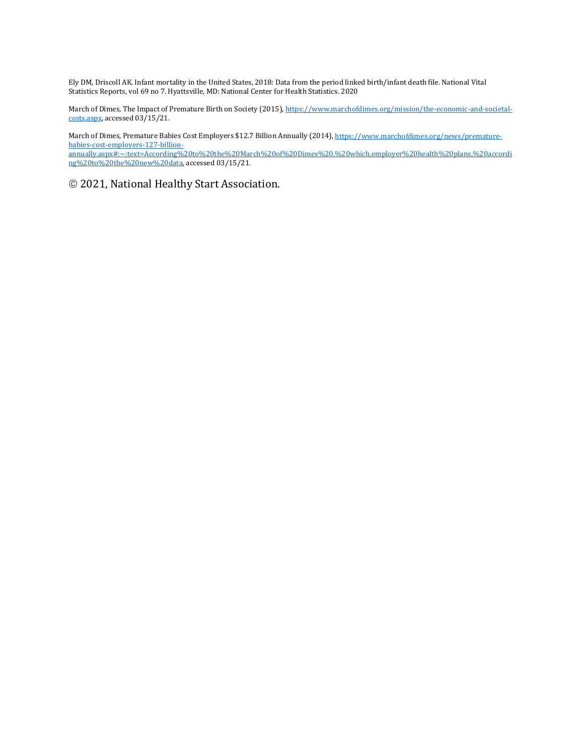Ely DM, Driscoll AK. Infant mortality in the United States, 2018: Data from the period linked birth/infant death file. National Vital Statistics Reports, vol 69 no 7. Hyattsville, MD: National Center for Health Statistics. 2020

March of Dimes, The Impact of Premature Birth on Society (2015), https://www.marchofdimes.org/mission/the-economic-and-societal-costs.aspx, accessed 03/15/21.

March of Dimes, Premature Babies Cost Employers $12.7 Billion Annually (2014), https://www.marchofdimes.org/news/premature-babies-cost-employers-127-billion-annually.aspx#:~:text=According%20to%20the%20March%20of%20Dimes%20,%20which,employer%20health%20plans,%20according%20to%20the%20new%20data, accessed 03/15/21.

© 2021, National Healthy Start Association.